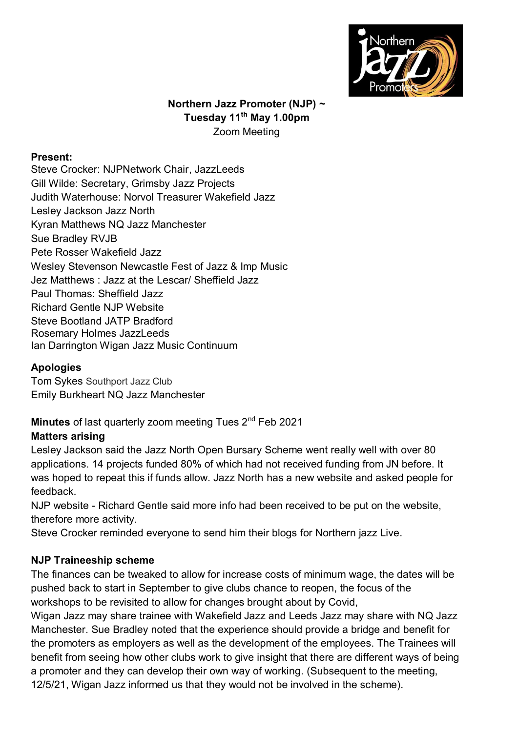**Northern Jazz Promoter (NJP) ~**
**Tuesday 11th May 1.00pm**
Zoom Meeting

**Present:**
Steve Crocker: NJPNetwork Chair, JazzLeeds
Gill Wilde: Secretary, Grimsby Jazz Projects
Judith Waterhouse: Norvol Treasurer Wakefield Jazz
Lesley Jackson Jazz North
Kyran Matthews NQ Jazz Manchester
Sue Bradley RVJB
Pete Rosser Wakefield Jazz
Wesley Stevenson Newcastle Fest of Jazz & Imp Music
Jez Matthews : Jazz at the Lescar/ Sheffield Jazz
Paul Thomas: Sheffield Jazz
Richard Gentle NJP Website
Steve Bootland JATP Bradford
Rosemary Holmes JazzLeeds
Ian Darrington Wigan Jazz Music Continuum

**Apologies**
Tom Sykes Southport Jazz Club
Emily Burkheart NQ Jazz Manchester

**Minutes** of last quarterly zoom meeting Tues 2nd Feb 2021

**Matters arising**
Lesley Jackson said the Jazz North Open Bursary Scheme went really well with over 80 applications. 14 projects funded 80% of which had not received funding from JN before. It was hoped to repeat this if funds allow. Jazz North has a new website and asked people for feedback.
NJP website - Richard Gentle said more info had been received to be put on the website, therefore more activity.
Steve Crocker reminded everyone to send him their blogs for Northern jazz Live.

**NJP Traineeship scheme**
The finances can be tweaked to allow for increase costs of minimum wage, the dates will be pushed back to start in September to give clubs chance to reopen, the focus of the workshops to be revisited to allow for changes brought about by Covid,
Wigan Jazz may share trainee with Wakefield Jazz and Leeds Jazz may share with NQ Jazz Manchester. Sue Bradley noted that the experience should provide a bridge and benefit for the promoters as employers as well as the development of the employees. The Trainees will benefit from seeing how other clubs work to give insight that there are different ways of being a promoter and they can develop their own way of working. (Subsequent to the meeting, 12/5/21, Wigan Jazz informed us that they would not be involved in the scheme).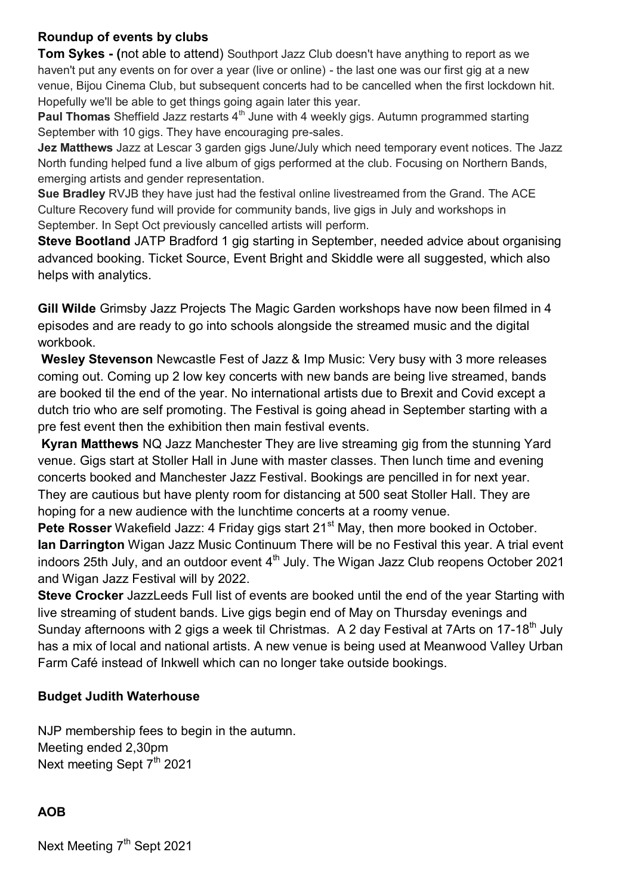**Roundup of events by clubs**

**Tom Sykes - (**not able to attend) Southport Jazz Club doesn't have anything to report as we haven't put any events on for over a year (live or online) - the last one was our first gig at a new venue, Bijou Cinema Club, but subsequent concerts had to be cancelled when the first lockdown hit. Hopefully we'll be able to get things going again later this year.

**Paul Thomas** Sheffield Jazz restarts 4th June with 4 weekly gigs. Autumn programmed starting September with 10 gigs. They have encouraging pre-sales.

**Jez Matthews** Jazz at Lescar 3 garden gigs June/July which need temporary event notices. The Jazz North funding helped fund a live album of gigs performed at the club. Focusing on Northern Bands, emerging artists and gender representation.

**Sue Bradley** RVJB they have just had the festival online livestreamed from the Grand. The ACE Culture Recovery fund will provide for community bands, live gigs in July and workshops in September. In Sept Oct previously cancelled artists will perform.

**Steve Bootland** JATP Bradford 1 gig starting in September, needed advice about organising advanced booking. Ticket Source, Event Bright and Skiddle were all suggested, which also helps with analytics.

**Gill Wilde** Grimsby Jazz Projects The Magic Garden workshops have now been filmed in 4 episodes and are ready to go into schools alongside the streamed music and the digital workbook.

**Wesley Stevenson** Newcastle Fest of Jazz & Imp Music: Very busy with 3 more releases coming out. Coming up 2 low key concerts with new bands are being live streamed, bands are booked til the end of the year. No international artists due to Brexit and Covid except a dutch trio who are self promoting. The Festival is going ahead in September starting with a pre fest event then the exhibition then main festival events.

**Kyran Matthews** NQ Jazz Manchester They are live streaming gig from the stunning Yard venue. Gigs start at Stoller Hall in June with master classes. Then lunch time and evening concerts booked and Manchester Jazz Festival. Bookings are pencilled in for next year. They are cautious but have plenty room for distancing at 500 seat Stoller Hall. They are hoping for a new audience with the lunchtime concerts at a roomy venue.

**Pete Rosser** Wakefield Jazz: 4 Friday gigs start 21st May, then more booked in October.

**Ian Darrington** Wigan Jazz Music Continuum There will be no Festival this year. A trial event indoors 25th July, and an outdoor event 4th July. The Wigan Jazz Club reopens October 2021 and Wigan Jazz Festival will by 2022.

**Steve Crocker** JazzLeeds Full list of events are booked until the end of the year Starting with live streaming of student bands. Live gigs begin end of May on Thursday evenings and Sunday afternoons with 2 gigs a week til Christmas. A 2 day Festival at 7Arts on 17-18th July has a mix of local and national artists. A new venue is being used at Meanwood Valley Urban Farm Café instead of Inkwell which can no longer take outside bookings.

**Budget Judith Waterhouse**

NJP membership fees to begin in the autumn.
Meeting ended 2,30pm
Next meeting Sept 7th 2021

**AOB**

Next Meeting 7th Sept 2021